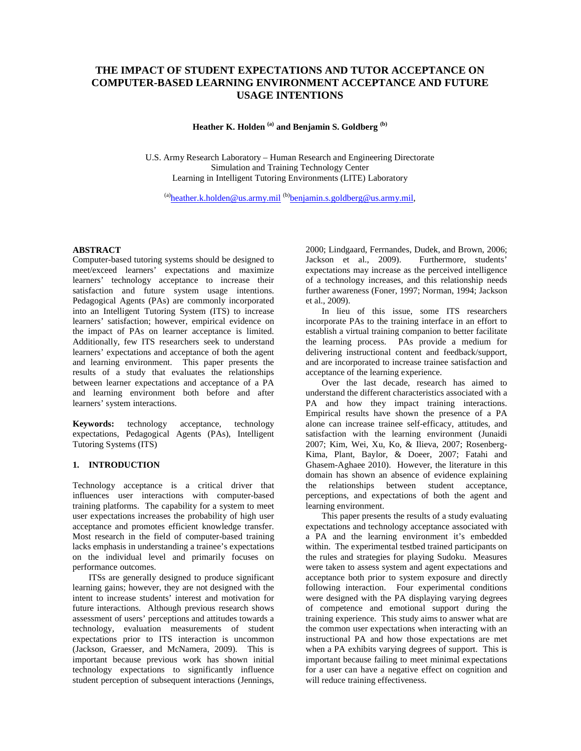# THE IMPACT OF STUDENT EXPECTATIONS AND TUTOR ACCEPTANCE ON COMPUTER-BASED LEARNING ENVIRONMENT ACCEPTANCE AND FUTURE USAGE INTENTIONS

**Heather K. Holden [(a)] and Benjamin S. Goldberg [(b)]**

U.S. Army Research Laboratory – Human Research and Engineering Directorate
Simulation and Training Technology Center
Learning in Intelligent Tutoring Environments (LITE) Laboratory

[(a)]heather.k.holden@us.army.mil [(b)]benjamin.s.goldberg@us.army.mil,

## ABSTRACT

Computer-based tutoring systems should be designed to meet/exceed learners' expectations and maximize learners' technology acceptance to increase their satisfaction and future system usage intentions. Pedagogical Agents (PAs) are commonly incorporated into an Intelligent Tutoring System (ITS) to increase learners' satisfaction; however, empirical evidence on the impact of PAs on learner acceptance is limited. Additionally, few ITS researchers seek to understand learners' expectations and acceptance of both the agent and learning environment. This paper presents the results of a study that evaluates the relationships between learner expectations and acceptance of a PA and learning environment both before and after learners' system interactions.

**Keywords:** technology acceptance, technology expectations, Pedagogical Agents (PAs), Intelligent Tutoring Systems (ITS)

## 1. INTRODUCTION

Technology acceptance is a critical driver that influences user interactions with computer-based training platforms. The capability for a system to meet user expectations increases the probability of high user acceptance and promotes efficient knowledge transfer. Most research in the field of computer-based training lacks emphasis in understanding a trainee's expectations on the individual level and primarily focuses on performance outcomes.

ITSs are generally designed to produce significant learning gains; however, they are not designed with the intent to increase students' interest and motivation for future interactions. Although previous research shows assessment of users' perceptions and attitudes towards a technology, evaluation measurements of student expectations prior to ITS interaction is uncommon (Jackson, Graesser, and McNamera, 2009). This is important because previous work has shown initial technology expectations to significantly influence student perception of subsequent interactions (Jennings, 2000; Lindgaard, Ferrnandes, Dudek, and Brown, 2006; Jackson et al., 2009). Furthermore, students' expectations may increase as the perceived intelligence of a technology increases, and this relationship needs further awareness (Foner, 1997; Norman, 1994; Jackson et al., 2009).

In lieu of this issue, some ITS researchers incorporate PAs to the training interface in an effort to establish a virtual training companion to better facilitate the learning process. PAs provide a medium for delivering instructional content and feedback/support, and are incorporated to increase trainee satisfaction and acceptance of the learning experience.

Over the last decade, research has aimed to understand the different characteristics associated with a PA and how they impact training interactions. Empirical results have shown the presence of a PA alone can increase trainee self-efficacy, attitudes, and satisfaction with the learning environment (Junaidi 2007; Kim, Wei, Xu, Ko, & Ilieva, 2007; Rosenberg-Kima, Plant, Baylor, & Doeer, 2007; Fatahi and Ghasem-Aghaee 2010). However, the literature in this domain has shown an absence of evidence explaining the relationships between student acceptance, perceptions, and expectations of both the agent and learning environment.

This paper presents the results of a study evaluating expectations and technology acceptance associated with a PA and the learning environment it's embedded within. The experimental testbed trained participants on the rules and strategies for playing Sudoku. Measures were taken to assess system and agent expectations and acceptance both prior to system exposure and directly following interaction. Four experimental conditions were designed with the PA displaying varying degrees of competence and emotional support during the training experience. This study aims to answer what are the common user expectations when interacting with an instructional PA and how those expectations are met when a PA exhibits varying degrees of support. This is important because failing to meet minimal expectations for a user can have a negative effect on cognition and will reduce training effectiveness.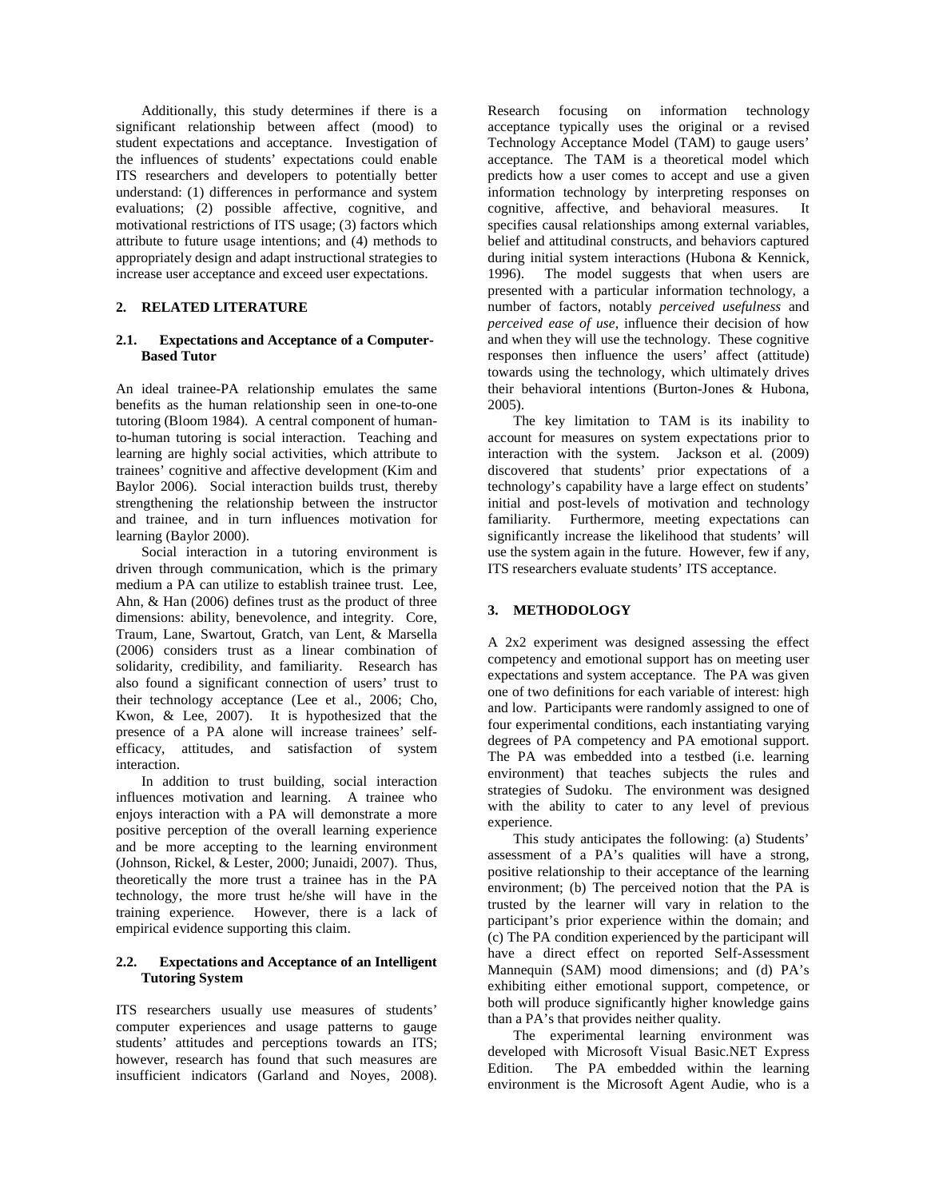Additionally, this study determines if there is a significant relationship between affect (mood) to student expectations and acceptance. Investigation of the influences of students' expectations could enable ITS researchers and developers to potentially better understand: (1) differences in performance and system evaluations; (2) possible affective, cognitive, and motivational restrictions of ITS usage; (3) factors which attribute to future usage intentions; and (4) methods to appropriately design and adapt instructional strategies to increase user acceptance and exceed user expectations.

## 2. RELATED LITERATURE

### 2.1. Expectations and Acceptance of a Computer-Based Tutor

An ideal trainee-PA relationship emulates the same benefits as the human relationship seen in one-to-one tutoring (Bloom 1984). A central component of human-to-human tutoring is social interaction. Teaching and learning are highly social activities, which attribute to trainees' cognitive and affective development (Kim and Baylor 2006). Social interaction builds trust, thereby strengthening the relationship between the instructor and trainee, and in turn influences motivation for learning (Baylor 2000).

Social interaction in a tutoring environment is driven through communication, which is the primary medium a PA can utilize to establish trainee trust. Lee, Ahn, & Han (2006) defines trust as the product of three dimensions: ability, benevolence, and integrity. Core, Traum, Lane, Swartout, Gratch, van Lent, & Marsella (2006) considers trust as a linear combination of solidarity, credibility, and familiarity. Research has also found a significant connection of users' trust to their technology acceptance (Lee et al., 2006; Cho, Kwon, & Lee, 2007). It is hypothesized that the presence of a PA alone will increase trainees' self-efficacy, attitudes, and satisfaction of system interaction.

In addition to trust building, social interaction influences motivation and learning. A trainee who enjoys interaction with a PA will demonstrate a more positive perception of the overall learning experience and be more accepting to the learning environment (Johnson, Rickel, & Lester, 2000; Junaidi, 2007). Thus, theoretically the more trust a trainee has in the PA technology, the more trust he/she will have in the training experience. However, there is a lack of empirical evidence supporting this claim.

### 2.2. Expectations and Acceptance of an Intelligent Tutoring System

ITS researchers usually use measures of students' computer experiences and usage patterns to gauge students' attitudes and perceptions towards an ITS; however, research has found that such measures are insufficient indicators (Garland and Noyes, 2008). Research focusing on information technology acceptance typically uses the original or a revised Technology Acceptance Model (TAM) to gauge users' acceptance. The TAM is a theoretical model which predicts how a user comes to accept and use a given information technology by interpreting responses on cognitive, affective, and behavioral measures. It specifies causal relationships among external variables, belief and attitudinal constructs, and behaviors captured during initial system interactions (Hubona & Kennick, 1996). The model suggests that when users are presented with a particular information technology, a number of factors, notably *perceived usefulness* and *perceived ease of use*, influence their decision of how and when they will use the technology. These cognitive responses then influence the users' affect (attitude) towards using the technology, which ultimately drives their behavioral intentions (Burton-Jones & Hubona, 2005).

The key limitation to TAM is its inability to account for measures on system expectations prior to interaction with the system. Jackson et al. (2009) discovered that students' prior expectations of a technology's capability have a large effect on students' initial and post-levels of motivation and technology familiarity. Furthermore, meeting expectations can significantly increase the likelihood that students' will use the system again in the future. However, few if any, ITS researchers evaluate students' ITS acceptance.

## 3. METHODOLOGY

A 2x2 experiment was designed assessing the effect competency and emotional support has on meeting user expectations and system acceptance. The PA was given one of two definitions for each variable of interest: high and low. Participants were randomly assigned to one of four experimental conditions, each instantiating varying degrees of PA competency and PA emotional support. The PA was embedded into a testbed (i.e. learning environment) that teaches subjects the rules and strategies of Sudoku. The environment was designed with the ability to cater to any level of previous experience.

This study anticipates the following: (a) Students' assessment of a PA's qualities will have a strong, positive relationship to their acceptance of the learning environment; (b) The perceived notion that the PA is trusted by the learner will vary in relation to the participant's prior experience within the domain; and (c) The PA condition experienced by the participant will have a direct effect on reported Self-Assessment Mannequin (SAM) mood dimensions; and (d) PA's exhibiting either emotional support, competence, or both will produce significantly higher knowledge gains than a PA's that provides neither quality.

The experimental learning environment was developed with Microsoft Visual Basic.NET Express Edition. The PA embedded within the learning environment is the Microsoft Agent Audie, who is a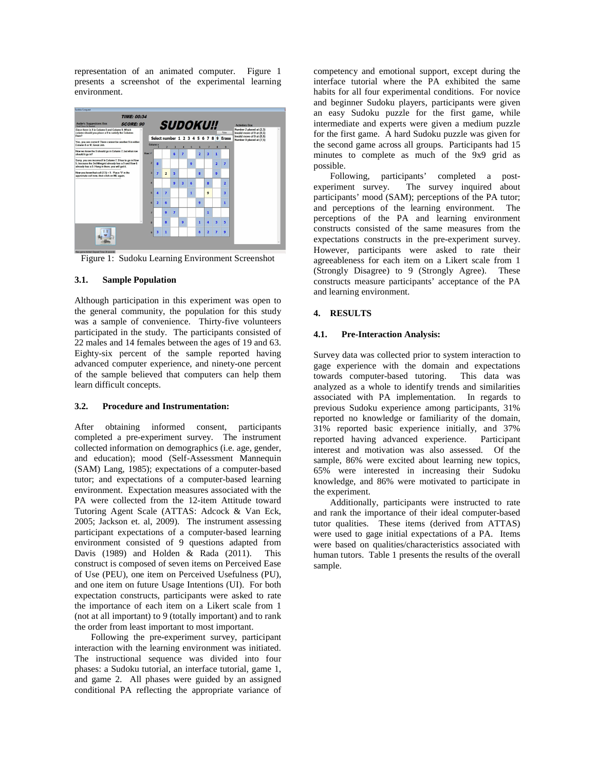representation of an animated computer. Figure 1 presents a screenshot of the experimental learning environment.

Figure 1: Sudoku Learning Environment Screenshot

### 3.1. Sample Population

Although participation in this experiment was open to the general community, the population for this study was a sample of convenience. Thirty-five volunteers participated in the study. The participants consisted of 22 males and 14 females between the ages of 19 and 63. Eighty-six percent of the sample reported having advanced computer experience, and ninety-one percent of the sample believed that computers can help them learn difficult concepts.

### 3.2. Procedure and Instrumentation:

After obtaining informed consent, participants completed a pre-experiment survey. The instrument collected information on demographics (i.e. age, gender, and education); mood (Self-Assessment Mannequin (SAM) Lang, 1985); expectations of a computer-based tutor; and expectations of a computer-based learning environment. Expectation measures associated with the PA were collected from the 12-item Attitude toward Tutoring Agent Scale (ATTAS: Adcock & Van Eck, 2005; Jackson et. al, 2009). The instrument assessing participant expectations of a computer-based learning environment consisted of 9 questions adapted from Davis (1989) and Holden & Rada (2011). This construct is composed of seven items on Perceived Ease of Use (PEU), one item on Perceived Usefulness (PU), and one item on future Usage Intentions (UI). For both expectation constructs, participants were asked to rate the importance of each item on a Likert scale from 1 (not at all important) to 9 (totally important) and to rank the order from least important to most important.

Following the pre-experiment survey, participant interaction with the learning environment was initiated. The instructional sequence was divided into four phases: a Sudoku tutorial, an interface tutorial, game 1, and game 2. All phases were guided by an assigned conditional PA reflecting the appropriate variance of competency and emotional support, except during the interface tutorial where the PA exhibited the same habits for all four experimental conditions. For novice and beginner Sudoku players, participants were given an easy Sudoku puzzle for the first game, while intermediate and experts were given a medium puzzle for the first game. A hard Sudoku puzzle was given for the second game across all groups. Participants had 15 minutes to complete as much of the 9x9 grid as possible.

Following, participants' completed a post-experiment survey. The survey inquired about participants' mood (SAM); perceptions of the PA tutor; and perceptions of the learning environment. The perceptions of the PA and learning environment constructs consisted of the same measures from the expectations constructs in the pre-experiment survey. However, participants were asked to rate their agreeableness for each item on a Likert scale from 1 (Strongly Disagree) to 9 (Strongly Agree). These constructs measure participants' acceptance of the PA and learning environment.

## 4. RESULTS

### 4.1. Pre-Interaction Analysis:

Survey data was collected prior to system interaction to gage experience with the domain and expectations towards computer-based tutoring. This data was analyzed as a whole to identify trends and similarities associated with PA implementation. In regards to previous Sudoku experience among participants, 31% reported no knowledge or familiarity of the domain, 31% reported basic experience initially, and 37% reported having advanced experience. Participant interest and motivation was also assessed. Of the sample, 86% were excited about learning new topics, 65% were interested in increasing their Sudoku knowledge, and 86% were motivated to participate in the experiment.

Additionally, participants were instructed to rate and rank the importance of their ideal computer-based tutor qualities. These items (derived from ATTAS) were used to gage initial expectations of a PA. Items were based on qualities/characteristics associated with human tutors. Table 1 presents the results of the overall sample.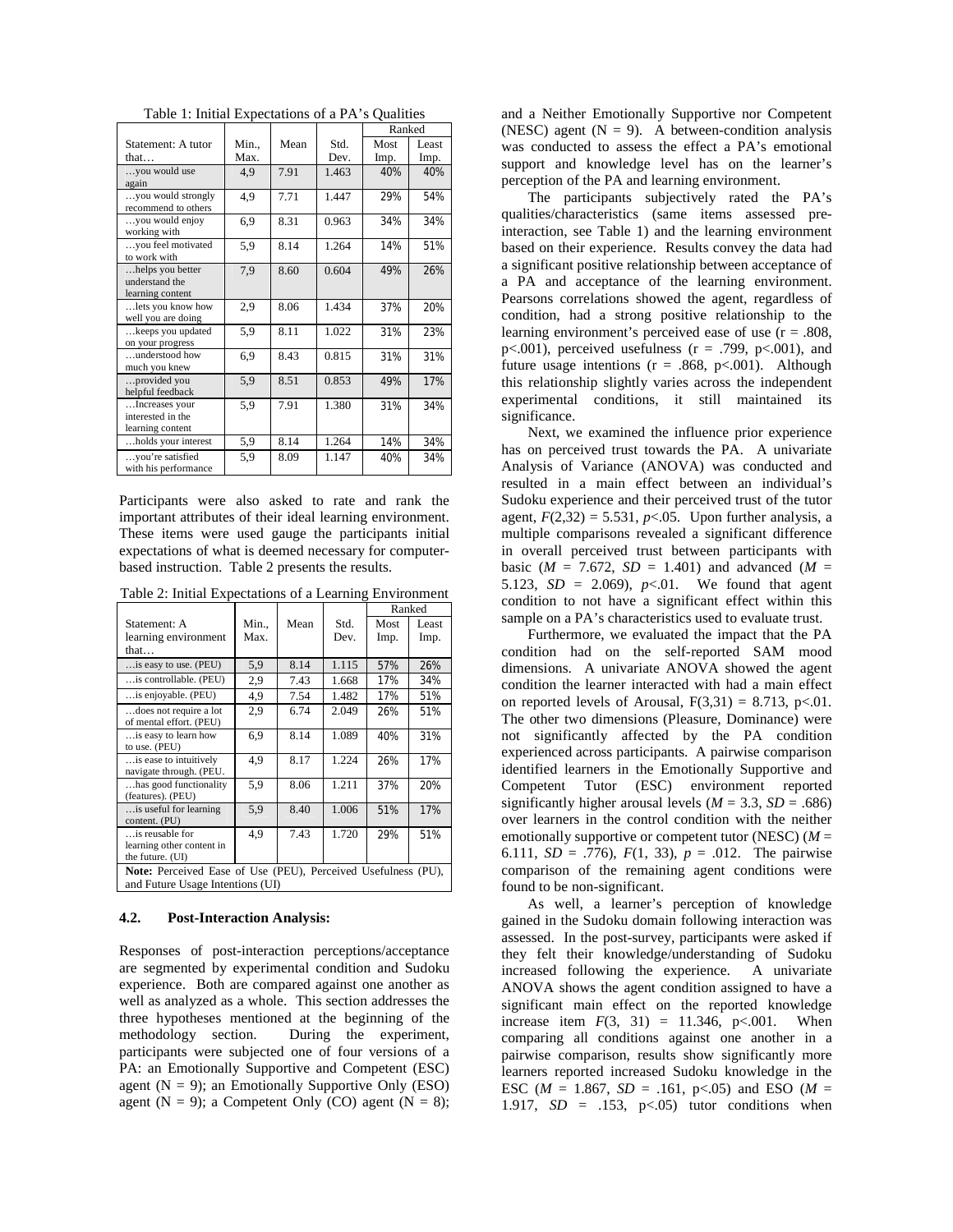Table 1: Initial Expectations of a PA's Qualities

| Statement: A tutor that… | Min., Max. | Mean | Std. Dev. | Ranked Most Imp. | Ranked Least Imp. |
|---|---|---|---|---|---|
| …you would use again | 4,9 | 7.91 | 1.463 | 40% | 40% |
| …you would strongly recommend to others | 4,9 | 7.71 | 1.447 | 29% | 54% |
| …you would enjoy working with | 6,9 | 8.31 | 0.963 | 34% | 34% |
| …you feel motivated to work with | 5,9 | 8.14 | 1.264 | 14% | 51% |
| …helps you better understand the learning content | 7,9 | 8.60 | 0.604 | 49% | 26% |
| …lets you know how well you are doing | 2,9 | 8.06 | 1.434 | 37% | 20% |
| …keeps you updated on your progress | 5,9 | 8.11 | 1.022 | 31% | 23% |
| …understood how much you knew | 6,9 | 8.43 | 0.815 | 31% | 31% |
| …provided you helpful feedback | 5,9 | 8.51 | 0.853 | 49% | 17% |
| …Increases your interested in the learning content | 5,9 | 7.91 | 1.380 | 31% | 34% |
| …holds your interest | 5,9 | 8.14 | 1.264 | 14% | 34% |
| …you're satisfied with his performance | 5,9 | 8.09 | 1.147 | 40% | 34% |

Participants were also asked to rate and rank the important attributes of their ideal learning environment. These items were used gauge the participants initial expectations of what is deemed necessary for computer-based instruction. Table 2 presents the results.

Table 2: Initial Expectations of a Learning Environment

| Statement: A learning environment that… | Min., Max. | Mean | Std. Dev. | Ranked Most Imp. | Ranked Least Imp. |
|---|---|---|---|---|---|
| …is easy to use. (PEU) | 5,9 | 8.14 | 1.115 | 57% | 26% |
| …is controllable. (PEU) | 2,9 | 7.43 | 1.668 | 17% | 34% |
| …is enjoyable. (PEU) | 4,9 | 7.54 | 1.482 | 17% | 51% |
| …does not require a lot of mental effort. (PEU) | 2,9 | 6.74 | 2.049 | 26% | 51% |
| …is easy to learn how to use. (PEU) | 6,9 | 8.14 | 1.089 | 40% | 31% |
| …is ease to intuitively navigate through. (PEU. | 4,9 | 8.17 | 1.224 | 26% | 17% |
| …has good functionality (features). (PEU) | 5,9 | 8.06 | 1.211 | 37% | 20% |
| …is useful for learning content. (PU) | 5,9 | 8.40 | 1.006 | 51% | 17% |
| …is reusable for learning other content in the future. (UI) | 4,9 | 7.43 | 1.720 | 29% | 51% |

**Note:** Perceived Ease of Use (PEU), Perceived Usefulness (PU), and Future Usage Intentions (UI)

### 4.2. Post-Interaction Analysis:

Responses of post-interaction perceptions/acceptance are segmented by experimental condition and Sudoku experience. Both are compared against one another as well as analyzed as a whole. This section addresses the three hypotheses mentioned at the beginning of the methodology section. During the experiment, participants were subjected one of four versions of a PA: an Emotionally Supportive and Competent (ESC) agent (N = 9); an Emotionally Supportive Only (ESO) agent (N = 9); a Competent Only (CO) agent (N = 8); and a Neither Emotionally Supportive nor Competent (NESC) agent (N = 9). A between-condition analysis was conducted to assess the effect a PA's emotional support and knowledge level has on the learner's perception of the PA and learning environment.

The participants subjectively rated the PA's qualities/characteristics (same items assessed pre-interaction, see Table 1) and the learning environment based on their experience. Results convey the data had a significant positive relationship between acceptance of a PA and acceptance of the learning environment. Pearsons correlations showed the agent, regardless of condition, had a strong positive relationship to the learning environment's perceived ease of use ($r = .808$, $p<.001$), perceived usefulness ($r = .799$, $p<.001$), and future usage intentions ($r = .868$, $p<.001$). Although this relationship slightly varies across the independent experimental conditions, it still maintained its significance.

Next, we examined the influence prior experience has on perceived trust towards the PA. A univariate Analysis of Variance (ANOVA) was conducted and resulted in a main effect between an individual's Sudoku experience and their perceived trust of the tutor agent, $F(2,32) = 5.531$, $p<.05$. Upon further analysis, a multiple comparisons revealed a significant difference in overall perceived trust between participants with basic ($M = 7.672$, $SD = 1.401$) and advanced ($M = 5.123$, $SD = 2.069$), $p<.01$. We found that agent condition to not have a significant effect within this sample on a PA's characteristics used to evaluate trust.

Furthermore, we evaluated the impact that the PA condition had on the self-reported SAM mood dimensions. A univariate ANOVA showed the agent condition the learner interacted with had a main effect on reported levels of Arousal, $F(3,31) = 8.713$, $p<.01$. The other two dimensions (Pleasure, Dominance) were not significantly affected by the PA condition experienced across participants. A pairwise comparison identified learners in the Emotionally Supportive and Competent Tutor (ESC) environment reported significantly higher arousal levels ($M = 3.3$, $SD = .686$) over learners in the control condition with the neither emotionally supportive or competent tutor (NESC) ($M = 6.111$, $SD = .776$), $F(1, 33)$, $p = .012$. The pairwise comparison of the remaining agent conditions were found to be non-significant.

As well, a learner's perception of knowledge gained in the Sudoku domain following interaction was assessed. In the post-survey, participants were asked if they felt their knowledge/understanding of Sudoku increased following the experience. A univariate ANOVA shows the agent condition assigned to have a significant main effect on the reported knowledge increase item $F(3, 31) = 11.346$, $p<.001$. When comparing all conditions against one another in a pairwise comparison, results show significantly more learners reported increased Sudoku knowledge in the ESC ($M = 1.867$, $SD = .161$, $p<.05$) and ESO ($M = 1.917$, $SD = .153$, $p<.05$) tutor conditions when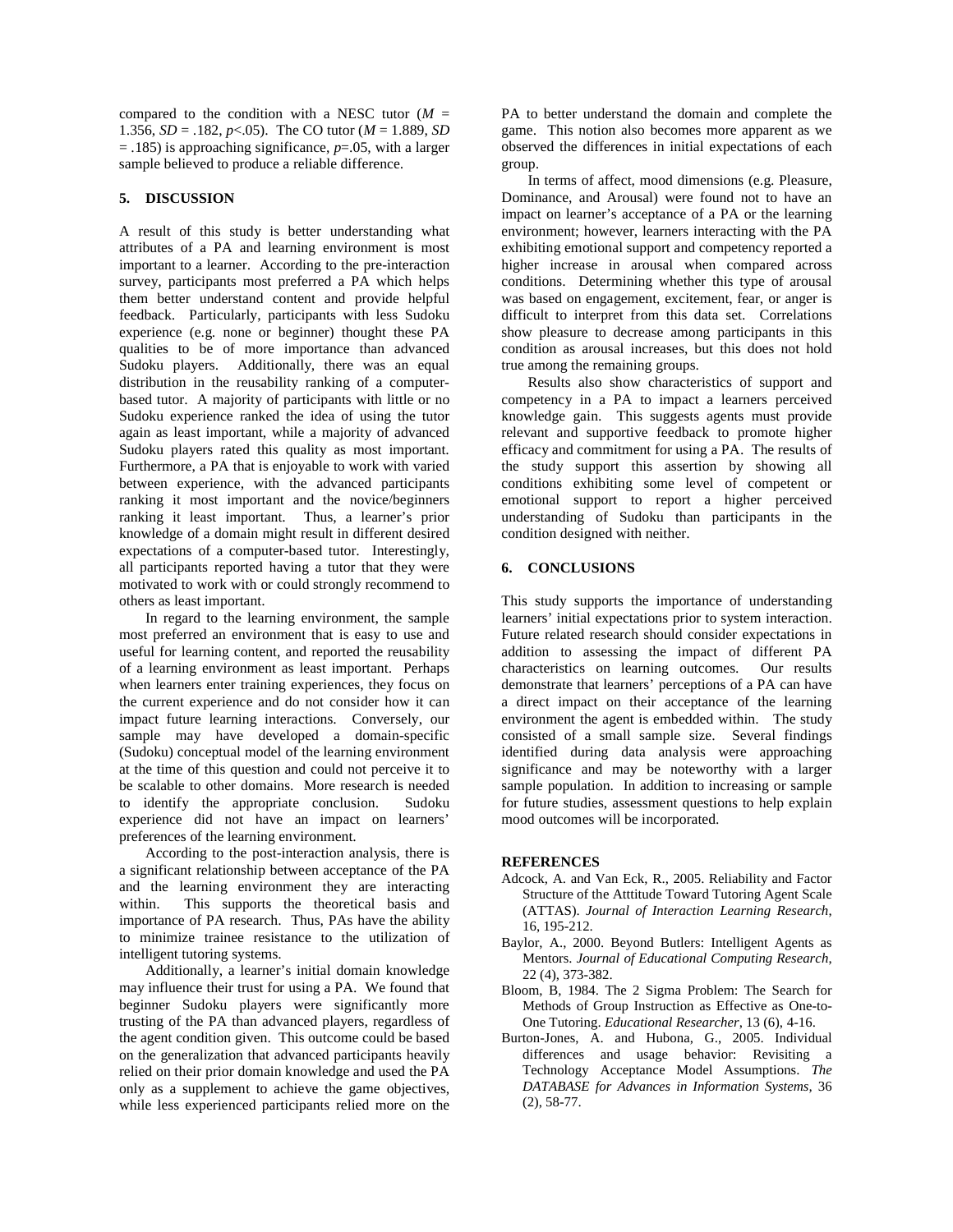compared to the condition with a NESC tutor ($M$ = 1.356, $SD$ = .182, $p$<.05). The CO tutor ($M$ = 1.889, $SD$ = .185) is approaching significance, $p$=.05, with a larger sample believed to produce a reliable difference.

## 5. DISCUSSION

A result of this study is better understanding what attributes of a PA and learning environment is most important to a learner. According to the pre-interaction survey, participants most preferred a PA which helps them better understand content and provide helpful feedback. Particularly, participants with less Sudoku experience (e.g. none or beginner) thought these PA qualities to be of more importance than advanced Sudoku players. Additionally, there was an equal distribution in the reusability ranking of a computer-based tutor. A majority of participants with little or no Sudoku experience ranked the idea of using the tutor again as least important, while a majority of advanced Sudoku players rated this quality as most important. Furthermore, a PA that is enjoyable to work with varied between experience, with the advanced participants ranking it most important and the novice/beginners ranking it least important. Thus, a learner's prior knowledge of a domain might result in different desired expectations of a computer-based tutor. Interestingly, all participants reported having a tutor that they were motivated to work with or could strongly recommend to others as least important.

In regard to the learning environment, the sample most preferred an environment that is easy to use and useful for learning content, and reported the reusability of a learning environment as least important. Perhaps when learners enter training experiences, they focus on the current experience and do not consider how it can impact future learning interactions. Conversely, our sample may have developed a domain-specific (Sudoku) conceptual model of the learning environment at the time of this question and could not perceive it to be scalable to other domains. More research is needed to identify the appropriate conclusion. Sudoku experience did not have an impact on learners' preferences of the learning environment.

According to the post-interaction analysis, there is a significant relationship between acceptance of the PA and the learning environment they are interacting within. This supports the theoretical basis and importance of PA research. Thus, PAs have the ability to minimize trainee resistance to the utilization of intelligent tutoring systems.

Additionally, a learner's initial domain knowledge may influence their trust for using a PA. We found that beginner Sudoku players were significantly more trusting of the PA than advanced players, regardless of the agent condition given. This outcome could be based on the generalization that advanced participants heavily relied on their prior domain knowledge and used the PA only as a supplement to achieve the game objectives, while less experienced participants relied more on the PA to better understand the domain and complete the game. This notion also becomes more apparent as we observed the differences in initial expectations of each group.

In terms of affect, mood dimensions (e.g. Pleasure, Dominance, and Arousal) were found not to have an impact on learner's acceptance of a PA or the learning environment; however, learners interacting with the PA exhibiting emotional support and competency reported a higher increase in arousal when compared across conditions. Determining whether this type of arousal was based on engagement, excitement, fear, or anger is difficult to interpret from this data set. Correlations show pleasure to decrease among participants in this condition as arousal increases, but this does not hold true among the remaining groups.

Results also show characteristics of support and competency in a PA to impact a learners perceived knowledge gain. This suggests agents must provide relevant and supportive feedback to promote higher efficacy and commitment for using a PA. The results of the study support this assertion by showing all conditions exhibiting some level of competent or emotional support to report a higher perceived understanding of Sudoku than participants in the condition designed with neither.

## 6. CONCLUSIONS

This study supports the importance of understanding learners' initial expectations prior to system interaction. Future related research should consider expectations in addition to assessing the impact of different PA characteristics on learning outcomes. Our results demonstrate that learners' perceptions of a PA can have a direct impact on their acceptance of the learning environment the agent is embedded within. The study consisted of a small sample size. Several findings identified during data analysis were approaching significance and may be noteworthy with a larger sample population. In addition to increasing or sample for future studies, assessment questions to help explain mood outcomes will be incorporated.

## REFERENCES

Adcock, A. and Van Eck, R., 2005. Reliability and Factor Structure of the Atttitude Toward Tutoring Agent Scale (ATTAS). *Journal of Interaction Learning Research*, 16, 195-212.

Baylor, A., 2000. Beyond Butlers: Intelligent Agents as Mentors. *Journal of Educational Computing Research*, 22 (4), 373-382.

Bloom, B, 1984. The 2 Sigma Problem: The Search for Methods of Group Instruction as Effective as One-to-One Tutoring. *Educational Researcher*, 13 (6), 4-16.

Burton-Jones, A. and Hubona, G., 2005. Individual differences and usage behavior: Revisiting a Technology Acceptance Model Assumptions. *The DATABASE for Advances in Information Systems*, 36 (2), 58-77.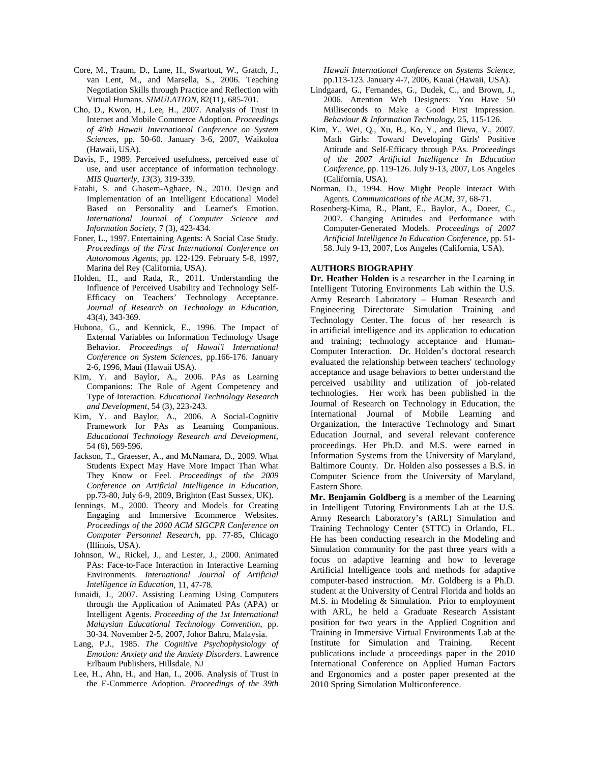Core, M., Traum, D., Lane, H., Swartout, W., Gratch, J., van Lent, M., and Marsella, S., 2006. Teaching Negotiation Skills through Practice and Reflection with Virtual Humans. *SIMULATION*, 82(11), 685-701.

Cho, D., Kwon, H., Lee, H., 2007. Analysis of Trust in Internet and Mobile Commerce Adoption. *Proceedings of 40th Hawaii International Conference on System Sciences*, pp. 50-60. January 3-6, 2007, Waikoloa (Hawaii, USA).

Davis, F., 1989. Perceived usefulness, perceived ease of use, and user acceptance of information technology. *MIS Quarterly, 13*(3), 319-339.

Fatahi, S. and Ghasem-Aghaee, N., 2010. Design and Implementation of an Intelligent Educational Model Based on Personality and Learner's Emotion. *International Journal of Computer Science and Information Society*, 7 (3), 423-434.

Foner, L., 1997. Entertaining Agents: A Social Case Study. *Proceedings of the First International Conference on Autonomous Agents*, pp. 122-129. February 5-8, 1997, Marina del Rey (California, USA).

Holden, H., and Rada, R., 2011. Understanding the Influence of Perceived Usability and Technology Self-Efficacy on Teachers' Technology Acceptance. *Journal of Research on Technology in Education*, 43(4), 343-369.

Hubona, G., and Kennick, E., 1996. The Impact of External Variables on Information Technology Usage Behavior. *Proceedings of Hawai'i International Conference on System Sciences*, pp.166-176. January 2-6, 1996, Maui (Hawaii USA).

Kim, Y. and Baylor, A., 2006. PAs as Learning Companions: The Role of Agent Competency and Type of Interaction. *Educational Technology Research and Development*, 54 (3), 223-243.

Kim, Y. and Baylor, A., 2006. A Social-Cognitiv Framework for PAs as Learning Companions. *Educational Technology Research and Development*, 54 (6), 569-596.

Jackson, T., Graesser, A., and McNamara, D., 2009. What Students Expect May Have More Impact Than What They Know or Feel. *Proceedings of the 2009 Conference on Artificial Intelligence in Education*, pp.73-80, July 6-9, 2009, Brighton (East Sussex, UK).

Jennings, M., 2000. Theory and Models for Creating Engaging and Immersive Ecommerce Websites. *Proceedings of the 2000 ACM SIGCPR Conference on Computer Personnel Research*, pp. 77-85, Chicago (Illinois, USA).

Johnson, W., Rickel, J., and Lester, J., 2000. Animated PAs: Face-to-Face Interaction in Interactive Learning Environments. *International Journal of Artificial Intelligence in Education*, 11, 47-78.

Junaidi, J., 2007. Assisting Learning Using Computers through the Application of Animated PAs (APA) or Intelligent Agents. *Proceeding of the 1st International Malaysian Educational Technology Convention*, pp. 30-34. November 2-5, 2007, Johor Bahru, Malaysia.

Lang, P.J., 1985. *The Cognitive Psychophysiology of Emotion: Anxiety and the Anxiety Disorders*. Lawrence Erlbaum Publishers, Hillsdale, NJ

Lee, H., Ahn, H., and Han, I., 2006. Analysis of Trust in the E-Commerce Adoption. *Proceedings of the 39th Hawaii International Conference on Systems Science*, pp.113-123. January 4-7, 2006, Kauai (Hawaii, USA).

Lindgaard, G., Fernandes, G., Dudek, C., and Brown, J., 2006. Attention Web Designers: You Have 50 Milliseconds to Make a Good First Impression. *Behaviour & Information Technology*, 25, 115-126.

Kim, Y., Wei, Q., Xu, B., Ko, Y., and Ilieva, V., 2007. Math Girls: Toward Developing Girls' Positive Attitude and Self-Efficacy through PAs. *Proceedings of the 2007 Artificial Intelligence In Education Conference*, pp. 119-126. July 9-13, 2007, Los Angeles (California, USA).

Norman, D., 1994. How Might People Interact With Agents. *Communications of the ACM*, 37, 68-71.

Rosenberg-Kima, R., Plant, E., Baylor, A., Doeer, C., 2007. Changing Attitudes and Performance with Computer-Generated Models. *Proceedings of 2007 Artificial Intelligence In Education Conference*, pp. 51-58. July 9-13, 2007, Los Angeles (California, USA).

## AUTHORS BIOGRAPHY

**Dr. Heather Holden** is a researcher in the Learning in Intelligent Tutoring Environments Lab within the U.S. Army Research Laboratory – Human Research and Engineering Directorate Simulation Training and Technology Center. The focus of her research is in artificial intelligence and its application to education and training; technology acceptance and Human-Computer Interaction. Dr. Holden's doctoral research evaluated the relationship between teachers' technology acceptance and usage behaviors to better understand the perceived usability and utilization of job-related technologies. Her work has been published in the Journal of Research on Technology in Education, the International Journal of Mobile Learning and Organization, the Interactive Technology and Smart Education Journal, and several relevant conference proceedings. Her Ph.D. and M.S. were earned in Information Systems from the University of Maryland, Baltimore County. Dr. Holden also possesses a B.S. in Computer Science from the University of Maryland, Eastern Shore.

**Mr. Benjamin Goldberg** is a member of the Learning in Intelligent Tutoring Environments Lab at the U.S. Army Research Laboratory's (ARL) Simulation and Training Technology Center (STTC) in Orlando, FL. He has been conducting research in the Modeling and Simulation community for the past three years with a focus on adaptive learning and how to leverage Artificial Intelligence tools and methods for adaptive computer-based instruction. Mr. Goldberg is a Ph.D. student at the University of Central Florida and holds an M.S. in Modeling & Simulation. Prior to employment with ARL, he held a Graduate Research Assistant position for two years in the Applied Cognition and Training in Immersive Virtual Environments Lab at the Institute for Simulation and Training. Recent publications include a proceedings paper in the 2010 International Conference on Applied Human Factors and Ergonomics and a poster paper presented at the 2010 Spring Simulation Multiconference.